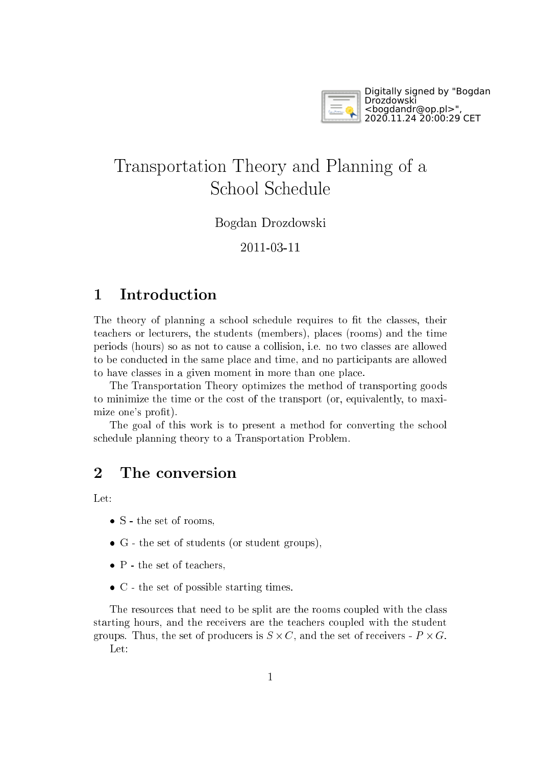Digitally signed by "Bogdan Drozdowski <bogdandr@op.pl>", 2020.11.24 20:00:29 CET

# Transportation Theory and Planning of a School Schedule

Bogdan Drozdowski

2011-03-11

## 1 Introduction

The theory of planning a school schedule requires to fit the classes, their teachers or lecturers, the students (members), places (rooms) and the time periods (hours) so as not to cause a collision, i.e. no two classes are allowed to be conducted in the same place and time, and no participants are allowed to have classes in a given moment in more than one place.

The Transportation Theory optimizes the method of transporting goods to minimize the time or the cost of the transport (or, equivalently, to maximize one's profit).

The goal of this work is to present a method for converting the school schedule planning theory to a Transportation Problem.

## 2 The conversion

Let:

- S - the set of rooms,
- G - the set of students (or student groups),
- P - the set of teachers,
- C - the set of possible starting times.

The resources that need to be split are the rooms coupled with the class starting hours, and the receivers are the teachers coupled with the student groups. Thus, the set of producers is $S \times C$, and the set of receivers - $P \times G$.

Let: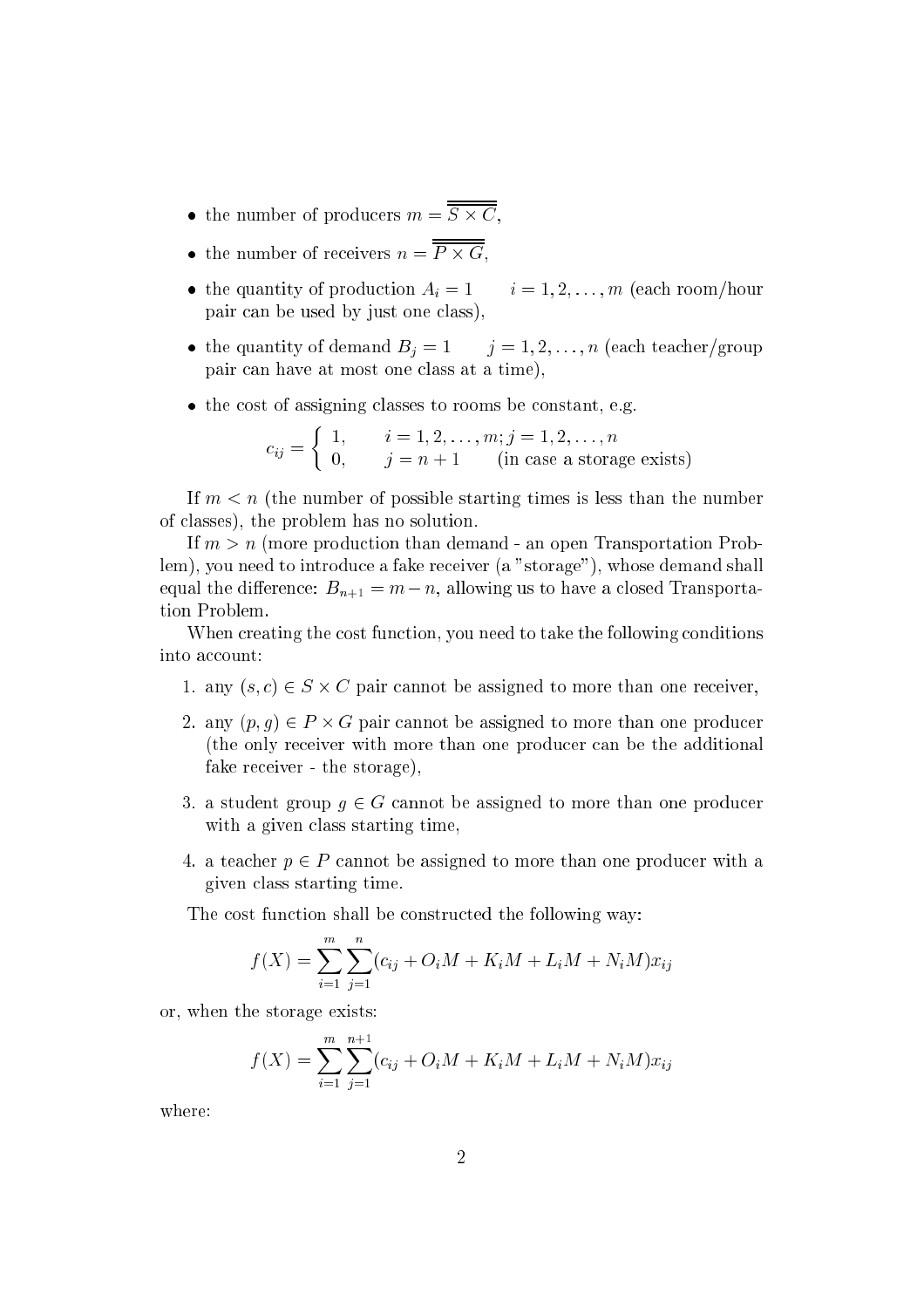- the number of producers $m = \overline{\overline{S \times C}}$,
- the number of receivers $n = \overline{\overline{P \times G}}$,
- the quantity of production $A_i = 1 \qquad i = 1, 2, \ldots, m$ (each room/hour pair can be used by just one class),
- the quantity of demand $B_j = 1 \qquad j = 1, 2, \ldots, n$ (each teacher/group pair can have at most one class at a time),
- the cost of assigning classes to rooms be constant, e.g.

$$c_{ij} = \begin{cases} 1, & i = 1, 2, \ldots, m; j = 1, 2, \ldots, n \\ 0, & j = n + 1 \qquad \text{(in case a storage exists)} \end{cases}$$

If $m < n$ (the number of possible starting times is less than the number of classes), the problem has no solution.

If $m > n$ (more production than demand - an open Transportation Problem), you need to introduce a fake receiver (a "storage"), whose demand shall equal the difference: $B_{n+1} = m - n$, allowing us to have a closed Transportation Problem.

When creating the cost function, you need to take the following conditions into account:

1. any $(s, c) \in S \times C$ pair cannot be assigned to more than one receiver,
2. any $(p, g) \in P \times G$ pair cannot be assigned to more than one producer (the only receiver with more than one producer can be the additional fake receiver - the storage),
3. a student group $g \in G$ cannot be assigned to more than one producer with a given class starting time,
4. a teacher $p \in P$ cannot be assigned to more than one producer with a given class starting time.

The cost function shall be constructed the following way:

$$f(X) = \sum_{i=1}^{m} \sum_{j=1}^{n} (c_{ij} + O_i M + K_i M + L_i M + N_i M) x_{ij}$$

or, when the storage exists:

$$f(X) = \sum_{i=1}^{m} \sum_{j=1}^{n+1} (c_{ij} + O_i M + K_i M + L_i M + N_i M) x_{ij}$$

where: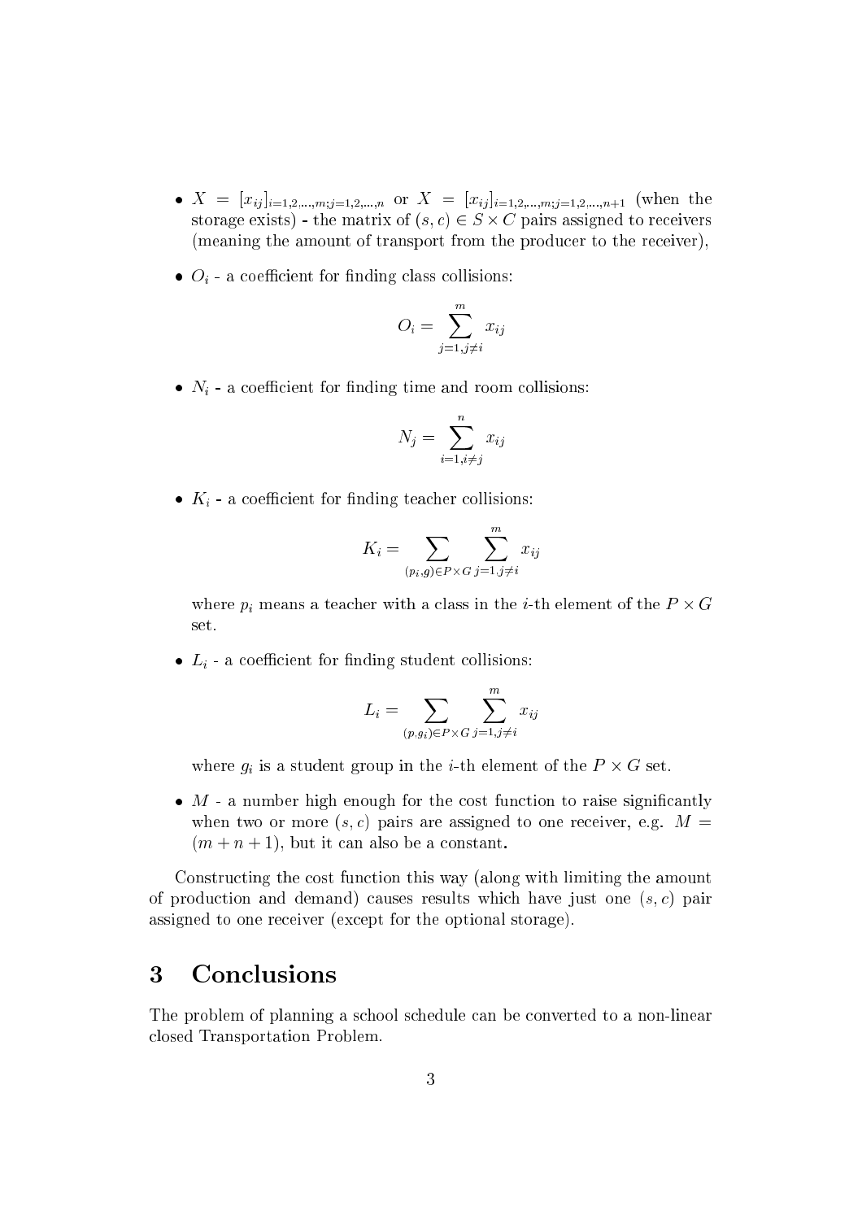- $X = [x_{ij}]_{i=1,2,...,m;j=1,2,...,n}$ or $X = [x_{ij}]_{i=1,2,...,m;j=1,2,...,n+1}$ (when the storage exists) - the matrix of $(s, c) \in S \times C$ pairs assigned to receivers (meaning the amount of transport from the producer to the receiver),

- $O_i$ - a coefficient for finding class collisions:

$$O_i = \sum_{j=1, j \neq i}^{m} x_{ij}$$

- $N_i$ - a coefficient for finding time and room collisions:

$$N_j = \sum_{i=1, i \neq j}^{n} x_{ij}$$

- $K_i$ - a coefficient for finding teacher collisions:

$$K_i = \sum_{(p_i, g) \in P \times G} \sum_{j=1, j \neq i}^{m} x_{ij}$$

  where $p_i$ means a teacher with a class in the $i$-th element of the $P \times G$ set.

- $L_i$ - a coefficient for finding student collisions:

$$L_i = \sum_{(p, g_i) \in P \times G} \sum_{j=1, j \neq i}^{m} x_{ij}$$

  where $g_i$ is a student group in the $i$-th element of the $P \times G$ set.

- $M$ - a number high enough for the cost function to raise significantly when two or more $(s, c)$ pairs are assigned to one receiver, e.g. $M = (m + n + 1)$, but it can also be a constant.

Constructing the cost function this way (along with limiting the amount of production and demand) causes results which have just one $(s, c)$ pair assigned to one receiver (except for the optional storage).

## 3 Conclusions

The problem of planning a school schedule can be converted to a non-linear closed Transportation Problem.